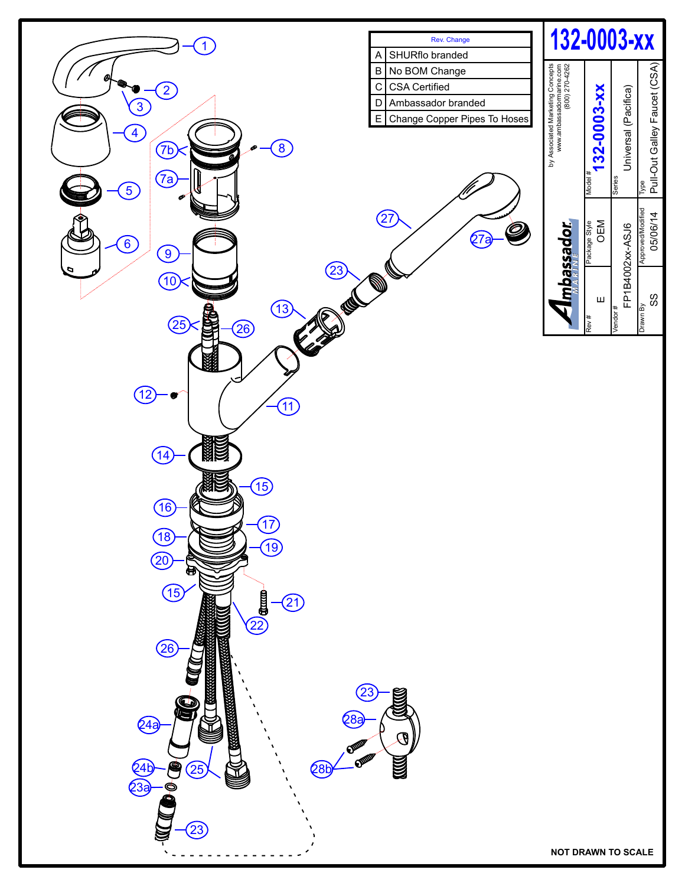# 132-0003-xx

| Rev. | Change |
|---|---|
| A | SHURflo branded |
| B | No BOM Change |
| C | CSA Certified |
| D | Ambassador branded |
| E | Change Copper Pipes To Hoses |

**Ambassador MARINE**

by Associated Marketing Concepts
www.ambassadormarine.com
(800) 270-4262

| Model # | Series | Type |
|---|---|---|
| 132-0003-xx | Universal (Pacifica) | Pull-Out Galley Faucet (CSA) |

| Rev # | Package Style | Vendor # | Drawn By | Approved/Modified |
|---|---|---|---|---|
| E | OEM | FP1B4002xx-ASJ6 | SS | 05/06/14 |

1, 2, 3, 4, 5, 6, 7a, 7b, 8, 9, 10, 11, 12, 13, 14, 15, 16, 17, 18, 19, 20, 21, 22, 23, 23a, 24a, 24b, 25, 26, 27, 27a, 28a, 28b

NOT DRAWN TO SCALE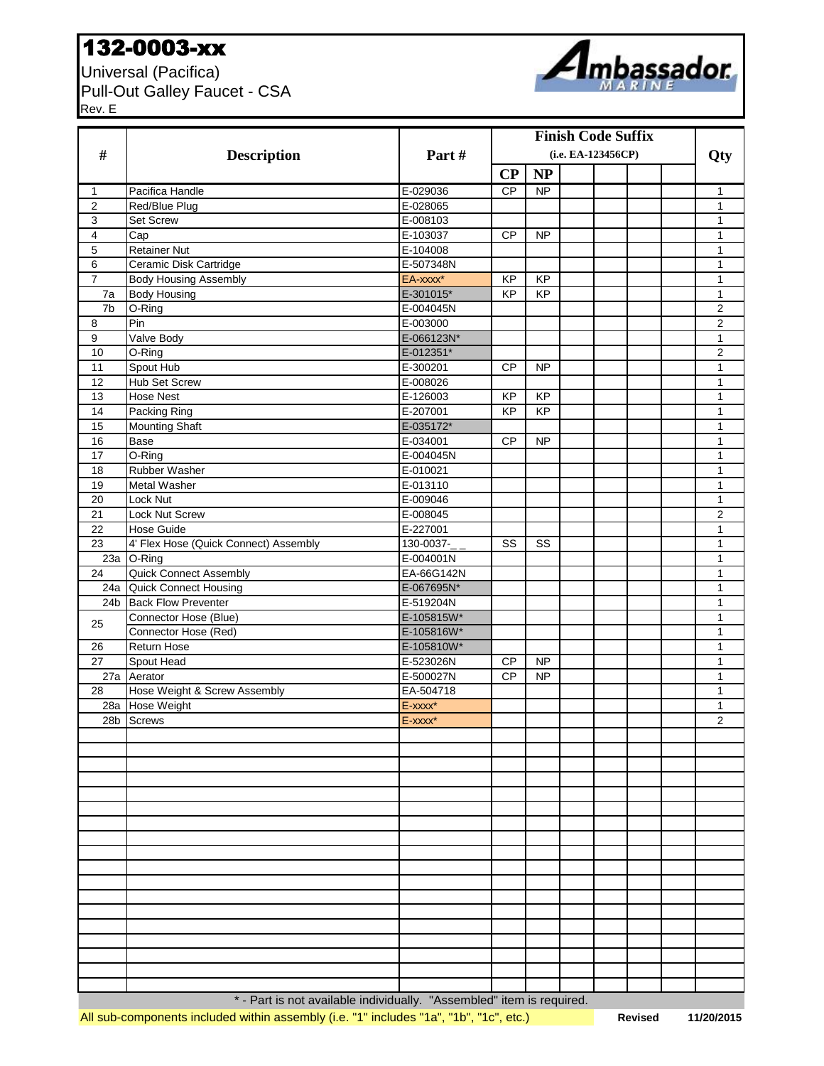# 132-0003-xx

Universal (Pacifica)
Pull-Out Galley Faucet - CSA
Rev. E

Ambassador MARINE

| # | Description | Part # | Finish Code Suffix (i.e. EA-123456CP) | | | | | | Qty |
|---|---|---|---|---|---|---|---|---|---|
| | | | CP | NP | | | | | |
| 1 | Pacifica Handle | E-029036 | CP | NP | | | | | 1 |
| 2 | Red/Blue Plug | E-028065 | | | | | | | 1 |
| 3 | Set Screw | E-008103 | | | | | | | 1 |
| 4 | Cap | E-103037 | CP | NP | | | | | 1 |
| 5 | Retainer Nut | E-104008 | | | | | | | 1 |
| 6 | Ceramic Disk Cartridge | E-507348N | | | | | | | 1 |
| 7 | Body Housing Assembly | EA-xxxx* | KP | KP | | | | | 1 |
| 7a | Body Housing | E-301015* | KP | KP | | | | | 1 |
| 7b | O-Ring | E-004045N | | | | | | | 2 |
| 8 | Pin | E-003000 | | | | | | | 2 |
| 9 | Valve Body | E-066123N* | | | | | | | 1 |
| 10 | O-Ring | E-012351* | | | | | | | 2 |
| 11 | Spout Hub | E-300201 | CP | NP | | | | | 1 |
| 12 | Hub Set Screw | E-008026 | | | | | | | 1 |
| 13 | Hose Nest | E-126003 | KP | KP | | | | | 1 |
| 14 | Packing Ring | E-207001 | KP | KP | | | | | 1 |
| 15 | Mounting Shaft | E-035172* | | | | | | | 1 |
| 16 | Base | E-034001 | CP | NP | | | | | 1 |
| 17 | O-Ring | E-004045N | | | | | | | 1 |
| 18 | Rubber Washer | E-010021 | | | | | | | 1 |
| 19 | Metal Washer | E-013110 | | | | | | | 1 |
| 20 | Lock Nut | E-009046 | | | | | | | 1 |
| 21 | Lock Nut Screw | E-008045 | | | | | | | 2 |
| 22 | Hose Guide | E-227001 | | | | | | | 1 |
| 23 | 4' Flex Hose (Quick Connect) Assembly | 130-0037-_ _ | SS | SS | | | | | 1 |
| 23a | O-Ring | E-004001N | | | | | | | 1 |
| 24 | Quick Connect Assembly | EA-66G142N | | | | | | | 1 |
| 24a | Quick Connect Housing | E-067695N* | | | | | | | 1 |
| 24b | Back Flow Preventer | E-519204N | | | | | | | 1 |
| 25 | Connector Hose (Blue) | E-105815W* | | | | | | | 1 |
| | Connector Hose (Red) | E-105816W* | | | | | | | 1 |
| 26 | Return Hose | E-105810W* | | | | | | | 1 |
| 27 | Spout Head | E-523026N | CP | NP | | | | | 1 |
| 27a | Aerator | E-500027N | CP | NP | | | | | 1 |
| 28 | Hose Weight & Screw Assembly | EA-504718 | | | | | | | 1 |
| 28a | Hose Weight | E-xxxx* | | | | | | | 1 |
| 28b | Screws | E-xxxx* | | | | | | | 2 |

* - Part is not available individually. "Assembled" item is required.

All sub-components included within assembly (i.e. "1" includes "1a", "1b", "1c", etc.)

**Revised** **11/20/2015**